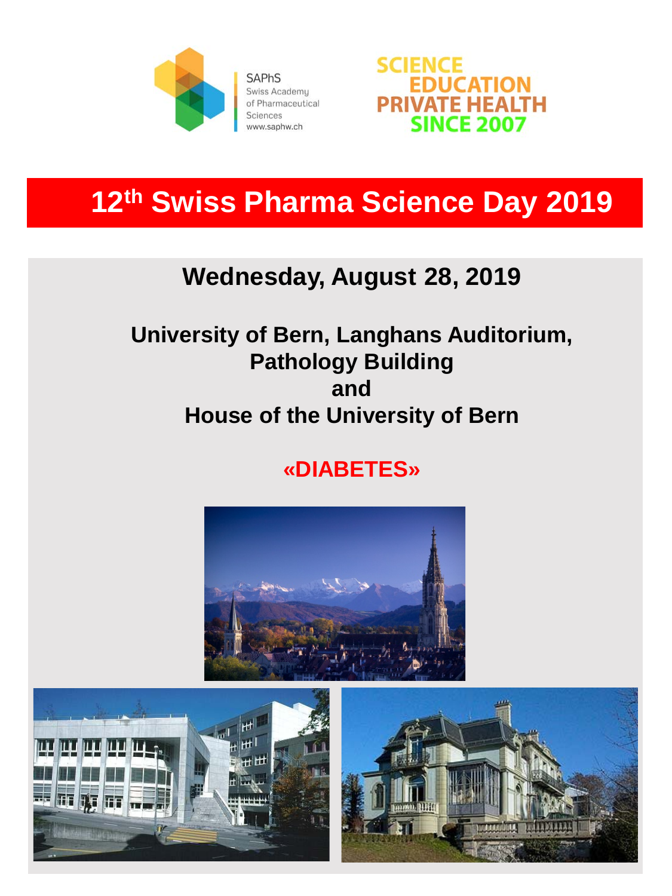SAPhS
Swiss Academy
of Pharmaceutical
Sciences
www.saphw.ch

SCIENCE
EDUCATION
PRIVATE HEALTH
SINCE 2007

# 12th Swiss Pharma Science Day 2019

## Wednesday, August 28, 2019

**University of Bern, Langhans Auditorium,
Pathology Building
and
House of the University of Bern**

## «DIABETES»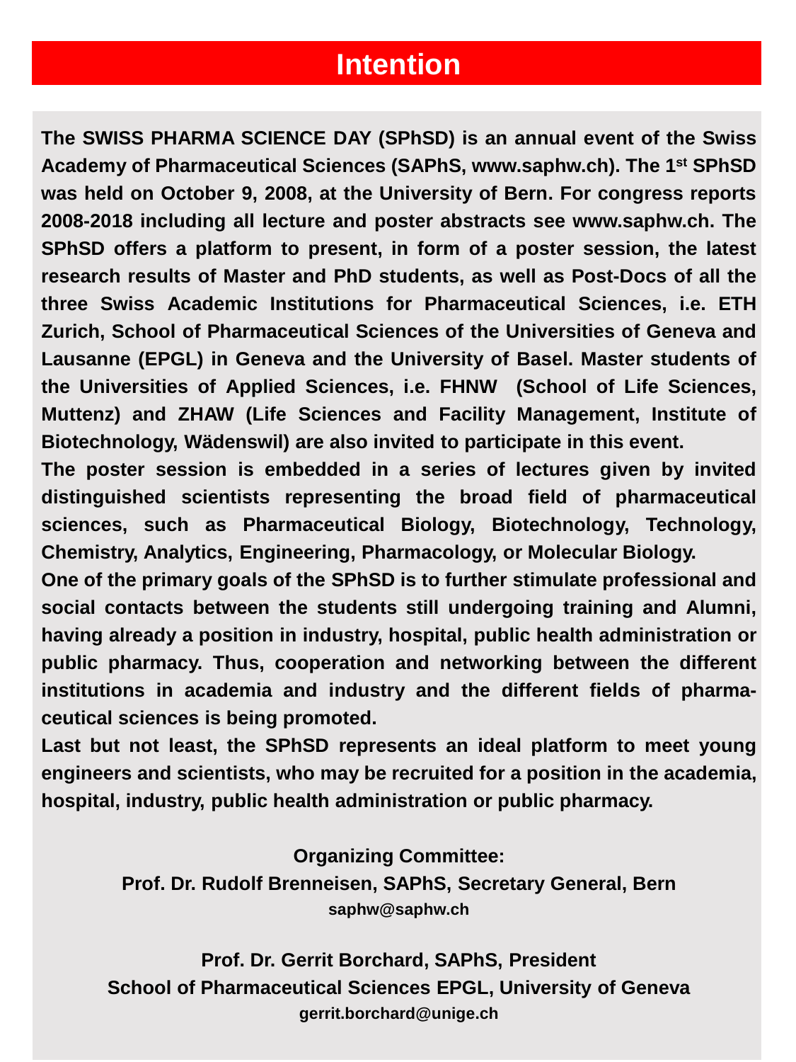# Intention

**The SWISS PHARMA SCIENCE DAY (SPhSD) is an annual event of the Swiss Academy of Pharmaceutical Sciences (SAPhS, www.saphw.ch). The 1st SPhSD was held on October 9, 2008, at the University of Bern. For congress reports 2008-2018 including all lecture and poster abstracts see www.saphw.ch. The SPhSD offers a platform to present, in form of a poster session, the latest research results of Master and PhD students, as well as Post-Docs of all the three Swiss Academic Institutions for Pharmaceutical Sciences, i.e. ETH Zurich, School of Pharmaceutical Sciences of the Universities of Geneva and Lausanne (EPGL) in Geneva and the University of Basel. Master students of the Universities of Applied Sciences, i.e. FHNW (School of Life Sciences, Muttenz) and ZHAW (Life Sciences and Facility Management, Institute of Biotechnology, Wädenswil) are also invited to participate in this event.**

**The poster session is embedded in a series of lectures given by invited distinguished scientists representing the broad field of pharmaceutical sciences, such as Pharmaceutical Biology, Biotechnology, Technology, Chemistry, Analytics, Engineering, Pharmacology, or Molecular Biology.**

**One of the primary goals of the SPhSD is to further stimulate professional and social contacts between the students still undergoing training and Alumni, having already a position in industry, hospital, public health administration or public pharmacy. Thus, cooperation and networking between the different institutions in academia and industry and the different fields of pharmaceutical sciences is being promoted.**

**Last but not least, the SPhSD represents an ideal platform to meet young engineers and scientists, who may be recruited for a position in the academia, hospital, industry, public health administration or public pharmacy.**

**Organizing Committee:**

**Prof. Dr. Rudolf Brenneisen, SAPhS, Secretary General, Bern**
**saphw@saphw.ch**

**Prof. Dr. Gerrit Borchard, SAPhS, President**
**School of Pharmaceutical Sciences EPGL, University of Geneva**
**gerrit.borchard@unige.ch**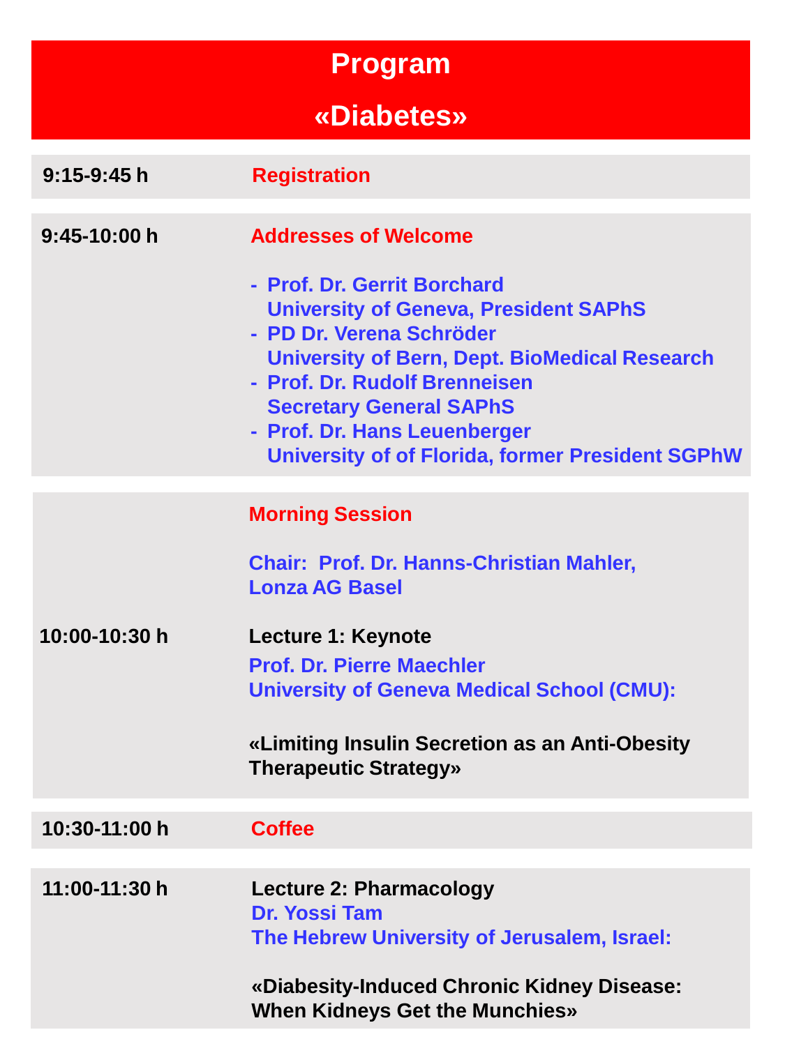# Program

# «Diabetes»

| | |
|---|---|
| **9:15-9:45 h** | **Registration** |
| **9:45-10:00 h** | **Addresses of Welcome**<br><br>- **Prof. Dr. Gerrit Borchard**<br>**University of Geneva, President SAPhS**<br>- **PD Dr. Verena Schröder**<br>**University of Bern, Dept. BioMedical Research**<br>- **Prof. Dr. Rudolf Brenneisen**<br>**Secretary General SAPhS**<br>- **Prof. Dr. Hans Leuenberger**<br>**University of of Florida, former President SGPhW** |
| **10:00-10:30 h** | **Morning Session**<br><br>**Chair: Prof. Dr. Hanns-Christian Mahler, Lonza AG Basel**<br><br>**Lecture 1: Keynote**<br>**Prof. Dr. Pierre Maechler**<br>**University of Geneva Medical School (CMU):**<br><br>**«Limiting Insulin Secretion as an Anti-Obesity Therapeutic Strategy»** |
| **10:30-11:00 h** | **Coffee** |
| **11:00-11:30 h** | **Lecture 2: Pharmacology**<br>**Dr. Yossi Tam**<br>**The Hebrew University of Jerusalem, Israel:**<br><br>**«Diabesity-Induced Chronic Kidney Disease: When Kidneys Get the Munchies»** |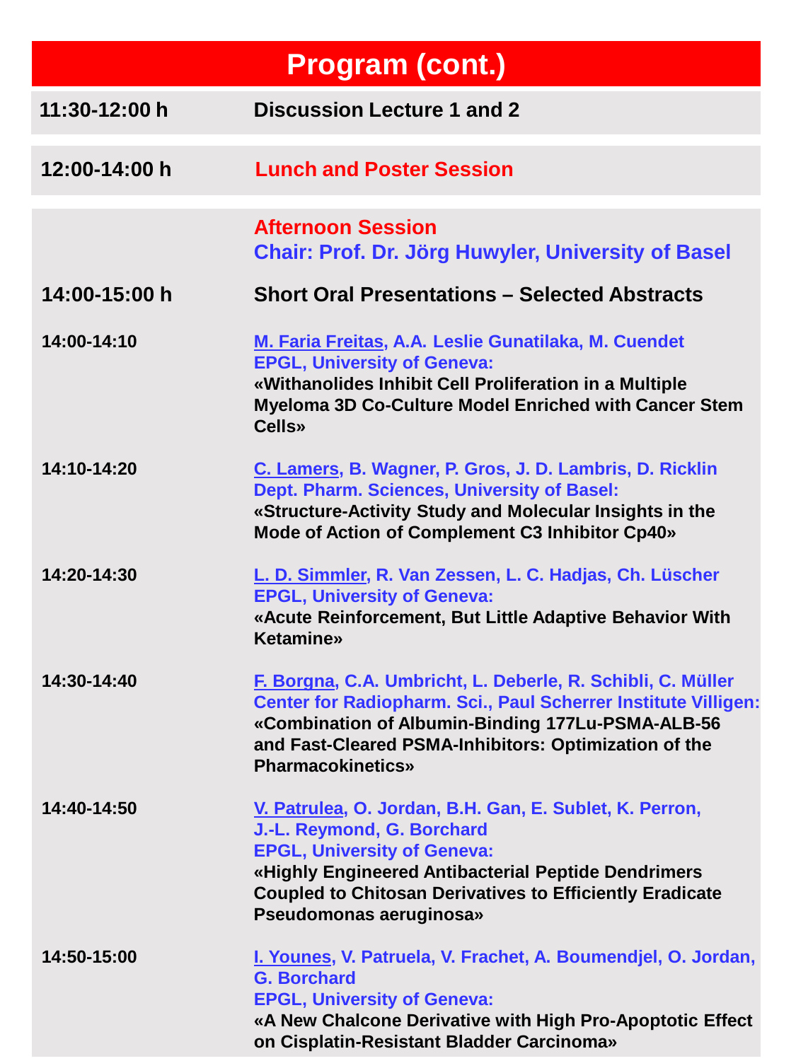# Program (cont.)

| | |
|---|---|
| **11:30-12:00 h** | **Discussion Lecture 1 and 2** |
| **12:00-14:00 h** | **Lunch and Poster Session** |

**Afternoon Session**
**Chair: Prof. Dr. Jörg Huwyler, University of Basel**

**14:00-15:00 h** **Short Oral Presentations – Selected Abstracts**

**14:00-14:10**
M. Faria Freitas, A.A. Leslie Gunatilaka, M. Cuendet
EPGL, University of Geneva:
**«Withanolides Inhibit Cell Proliferation in a Multiple Myeloma 3D Co-Culture Model Enriched with Cancer Stem Cells»**

**14:10-14:20**
C. Lamers, B. Wagner, P. Gros, J. D. Lambris, D. Ricklin
Dept. Pharm. Sciences, University of Basel:
**«Structure-Activity Study and Molecular Insights in the Mode of Action of Complement C3 Inhibitor Cp40»**

**14:20-14:30**
L. D. Simmler, R. Van Zessen, L. C. Hadjas, Ch. Lüscher
EPGL, University of Geneva:
**«Acute Reinforcement, But Little Adaptive Behavior With Ketamine»**

**14:30-14:40**
F. Borgna, C.A. Umbricht, L. Deberle, R. Schibli, C. Müller
Center for Radiopharm. Sci., Paul Scherrer Institute Villigen:
**«Combination of Albumin-Binding 177Lu-PSMA-ALB-56 and Fast-Cleared PSMA-Inhibitors: Optimization of the Pharmacokinetics»**

**14:40-14:50**
V. Patrulea, O. Jordan, B.H. Gan, E. Sublet, K. Perron, J.-L. Reymond, G. Borchard
EPGL, University of Geneva:
**«Highly Engineered Antibacterial Peptide Dendrimers Coupled to Chitosan Derivatives to Efficiently Eradicate Pseudomonas aeruginosa»**

**14:50-15:00**
I. Younes, V. Patruela, V. Frachet, A. Boumendjel, O. Jordan, G. Borchard
EPGL, University of Geneva:
**«A New Chalcone Derivative with High Pro-Apoptotic Effect on Cisplatin-Resistant Bladder Carcinoma»**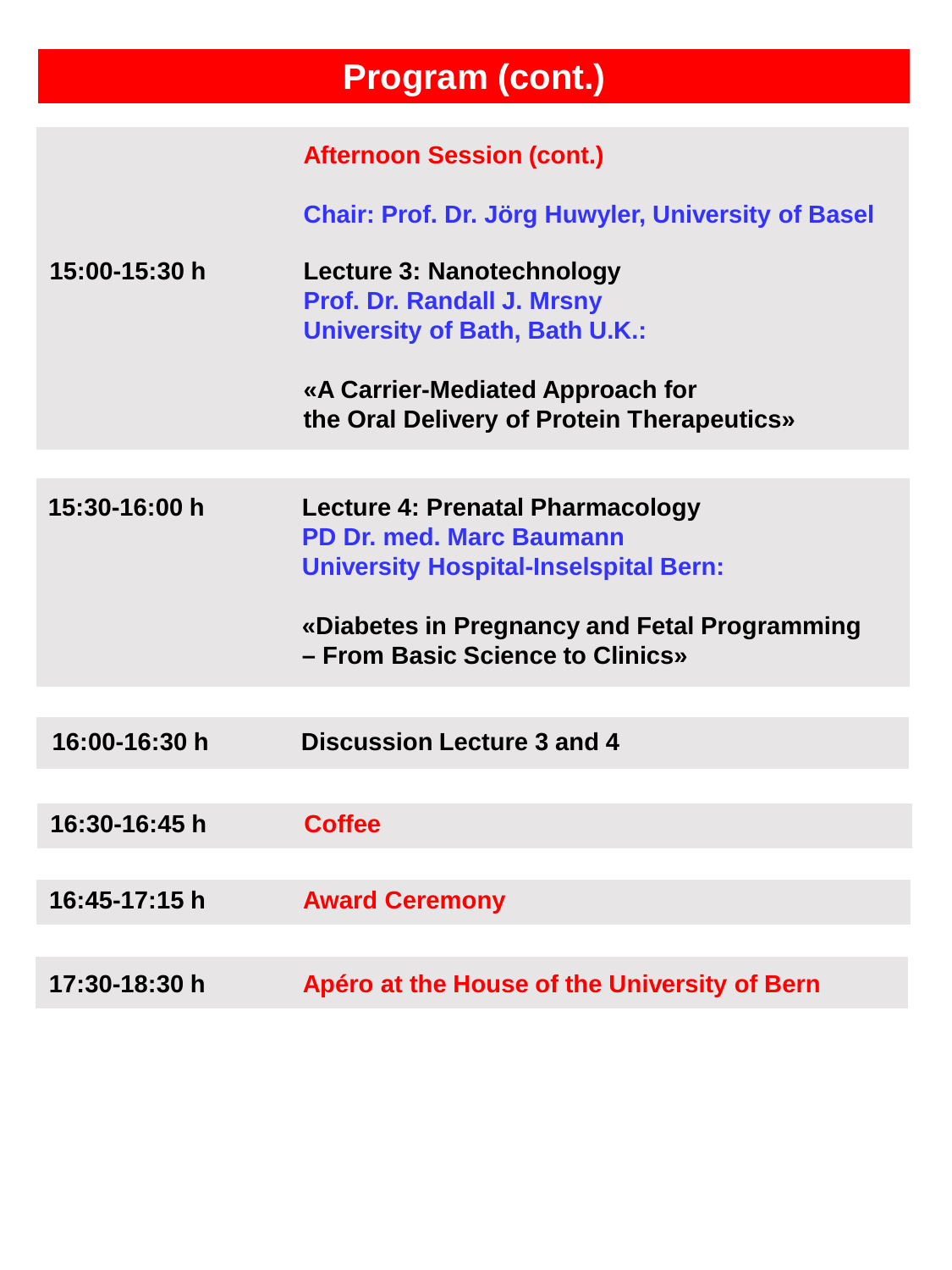# Program (cont.)

| Time | Program |
| --- | --- |
| | **Afternoon Session (cont.)**<br><br>**Chair: Prof. Dr. Jörg Huwyler, University of Basel** |
| **15:00-15:30 h** | **Lecture 3: Nanotechnology**<br>**Prof. Dr. Randall J. Mrsny**<br>**University of Bath, Bath U.K.:**<br><br>**«A Carrier-Mediated Approach for the Oral Delivery of Protein Therapeutics»** |
| **15:30-16:00 h** | **Lecture 4: Prenatal Pharmacology**<br>**PD Dr. med. Marc Baumann**<br>**University Hospital-Inselspital Bern:**<br><br>**«Diabetes in Pregnancy and Fetal Programming – From Basic Science to Clinics»** |
| **16:00-16:30 h** | **Discussion Lecture 3 and 4** |
| **16:30-16:45 h** | **Coffee** |
| **16:45-17:15 h** | **Award Ceremony** |
| **17:30-18:30 h** | **Apéro at the House of the University of Bern** |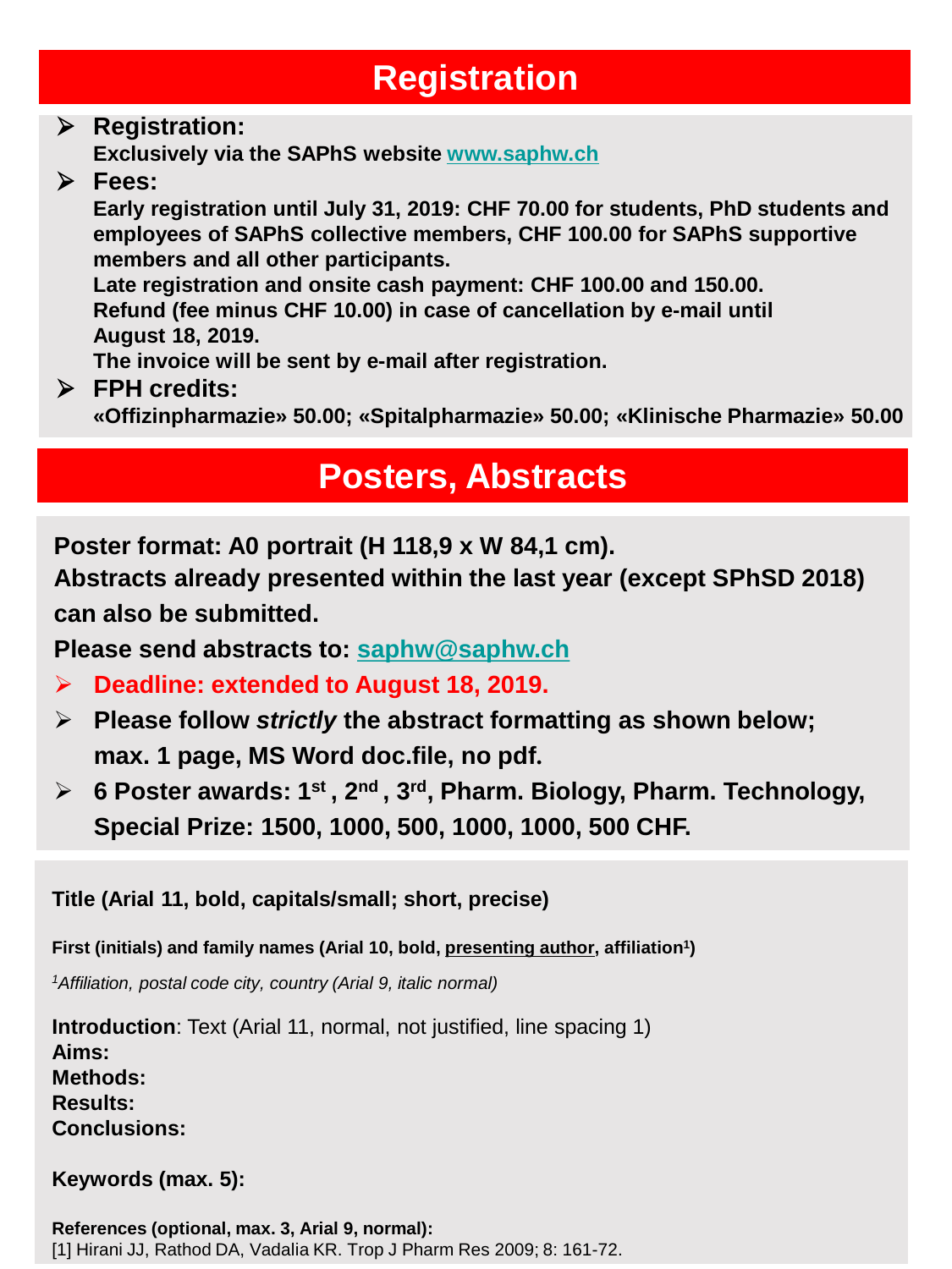# Registration

- **Registration:**
  **Exclusively via the SAPhS website [www.saphw.ch](http://www.saphw.ch)**
- **Fees:**
  **Early registration until July 31, 2019: CHF 70.00 for students, PhD students and employees of SAPhS collective members, CHF 100.00 for SAPhS supportive members and all other participants.**
  **Late registration and onsite cash payment: CHF 100.00 and 150.00.**
  **Refund (fee minus CHF 10.00) in case of cancellation by e-mail until August 18, 2019.**
  **The invoice will be sent by e-mail after registration.**
- **FPH credits:**
  **«Offizinpharmazie» 50.00; «Spitalpharmazie» 50.00; «Klinische Pharmazie» 50.00**

# Posters, Abstracts

**Poster format: A0 portrait (H 118,9 x W 84,1 cm).**
**Abstracts already presented within the last year (except SPhSD 2018) can also be submitted.**
**Please send abstracts to: [saphw@saphw.ch](mailto:saphw@saphw.ch)**

- **Deadline: extended to August 18, 2019.**
- **Please follow *strictly* the abstract formatting as shown below; max. 1 page, MS Word doc.file, no pdf.**
- **6 Poster awards: 1st , 2nd , 3rd, Pharm. Biology, Pharm. Technology, Special Prize: 1500, 1000, 500, 1000, 1000, 500 CHF.**

**Title (Arial 11, bold, capitals/small; short, precise)**

**First (initials) and family names (Arial 10, bold, <u>presenting author</u>, affiliation[1])**

*[1]Affiliation, postal code city, country (Arial 9, italic normal)*

**Introduction**: Text (Arial 11, normal, not justified, line spacing 1)
**Aims:**
**Methods:**
**Results:**
**Conclusions:**

**Keywords (max. 5):**

**References (optional, max. 3, Arial 9, normal):**
[1] Hirani JJ, Rathod DA, Vadalia KR. Trop J Pharm Res 2009; 8: 161-72.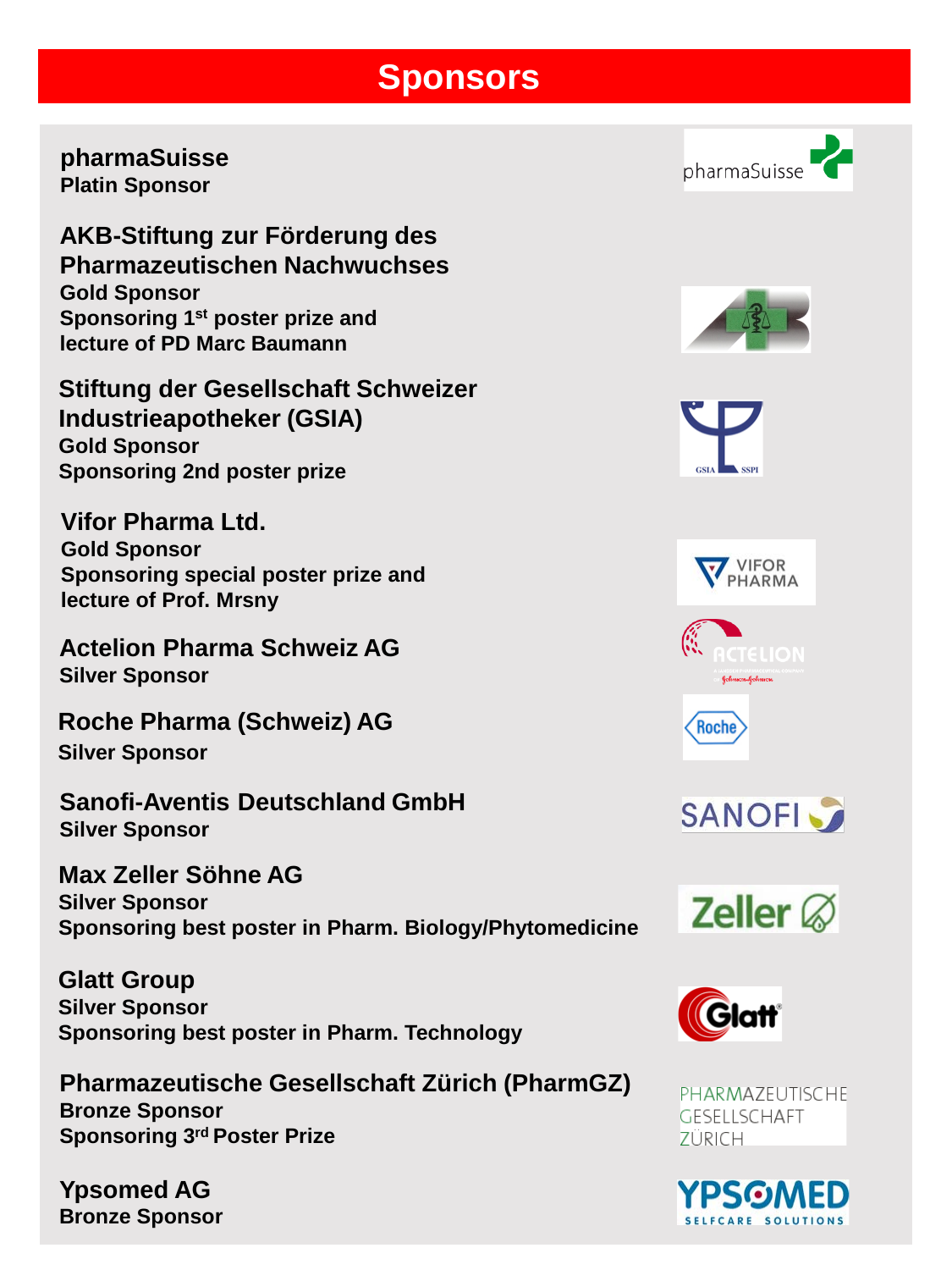# Sponsors

**pharmaSuisse**
**Platin Sponsor**

**AKB-Stiftung zur Förderung des Pharmazeutischen Nachwuchses**
**Gold Sponsor**
**Sponsoring 1st poster prize and lecture of PD Marc Baumann**

**Stiftung der Gesellschaft Schweizer Industrieapotheker (GSIA)**
**Gold Sponsor**
**Sponsoring 2nd poster prize**

**Vifor Pharma Ltd.**
**Gold Sponsor**
**Sponsoring special poster prize and lecture of Prof. Mrsny**

**Actelion Pharma Schweiz AG**
**Silver Sponsor**

**Roche Pharma (Schweiz) AG**
**Silver Sponsor**

**Sanofi-Aventis Deutschland GmbH**
**Silver Sponsor**

**Max Zeller Söhne AG**
**Silver Sponsor**
**Sponsoring best poster in Pharm. Biology/Phytomedicine**

**Glatt Group**
**Silver Sponsor**
**Sponsoring best poster in Pharm. Technology**

**Pharmazeutische Gesellschaft Zürich (PharmGZ)**
**Bronze Sponsor**
**Sponsoring 3rd Poster Prize**

**Ypsomed AG**
**Bronze Sponsor**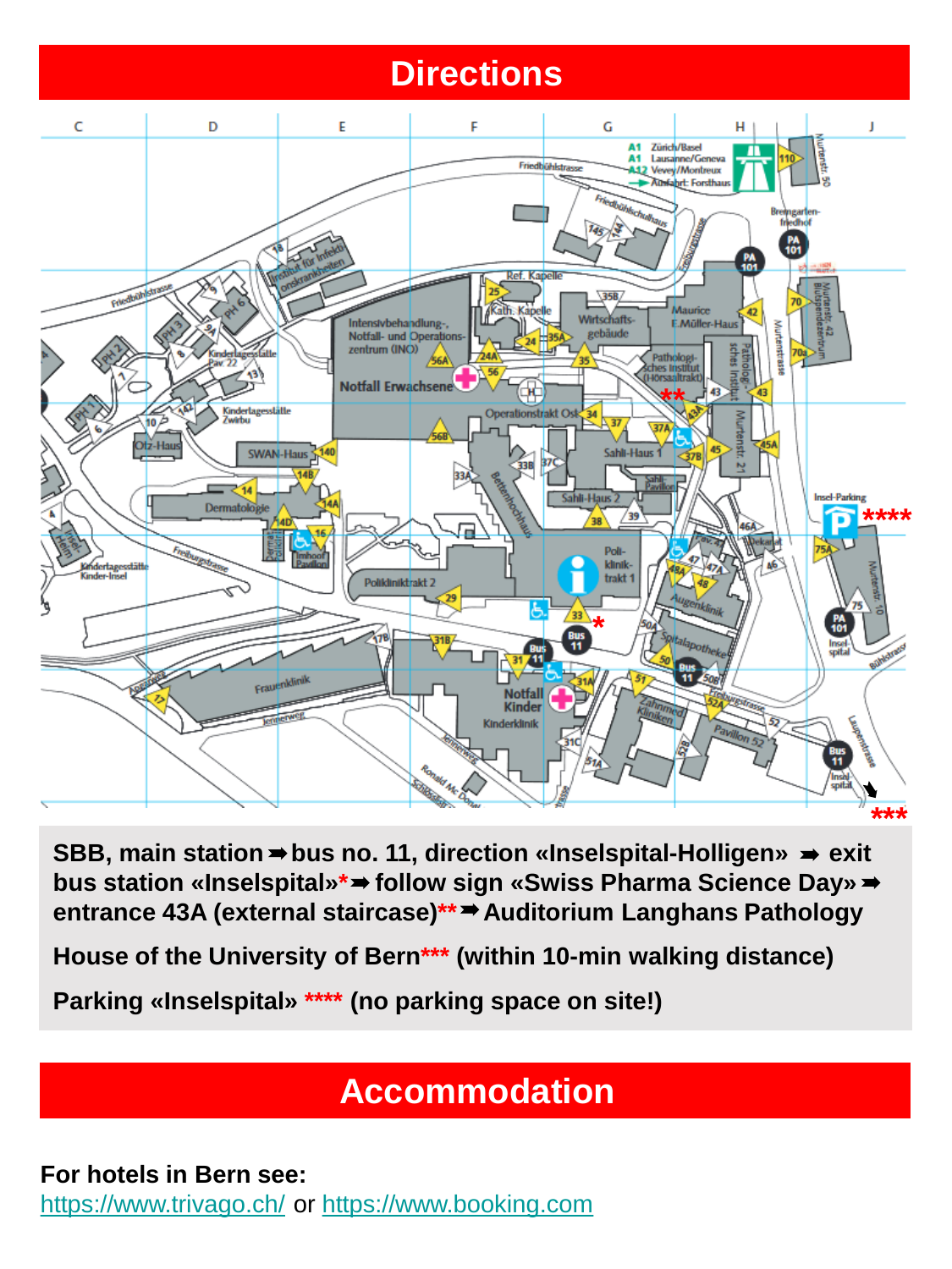# Directions

SBB, main station ➡ bus no. 11, direction «Inselspital-Holligen» ➡ exit bus station «Inselspital»* ➡ follow sign «Swiss Pharma Science Day» ➡ entrance 43A (external staircase)** ➡ Auditorium Langhans Pathology

House of the University of Bern*** (within 10-min walking distance)

Parking «Inselspital» **** (no parking space on site!)

# Accommodation

**For hotels in Bern see:**
https://www.trivago.ch/ or https://www.booking.com